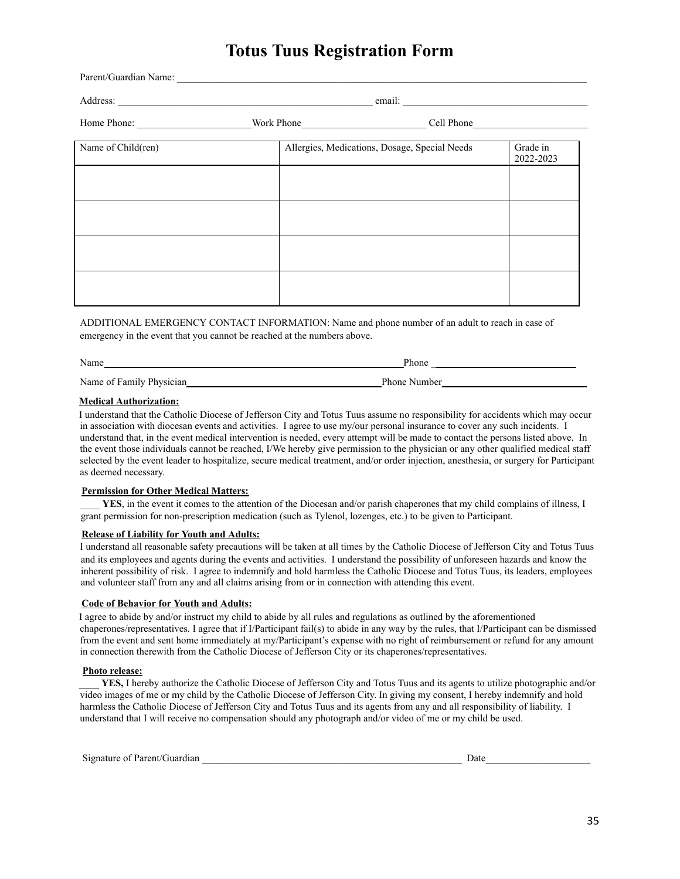# Totus Tuus Registration Form

Parent/Guardian Name: ___________________________________________________________________________

Address: ___________________________________________________ email: ____________________________________

Home Phone: ______________________ Work Phone________________________ Cell Phone______________________

| Name of Child(ren) | Allergies, Medications, Dosage, Special Needs | Grade in 2022-2023 |
|---|---|---|
| | | |
| | | |
| | | |
| | | |

ADDITIONAL EMERGENCY CONTACT INFORMATION: Name and phone number of an adult to reach in case of emergency in the event that you cannot be reached at the numbers above.

Name______________________________________________________________ Phone ____________________________

Name of Family Physician_____________________________________ Phone Number____________________________

**Medical Authorization:**

I understand that the Catholic Diocese of Jefferson City and Totus Tuus assume no responsibility for accidents which may occur in association with diocesan events and activities. I agree to use my/our personal insurance to cover any such incidents. I understand that, in the event medical intervention is needed, every attempt will be made to contact the persons listed above. In the event those individuals cannot be reached, I/We hereby give permission to the physician or any other qualified medical staff selected by the event leader to hospitalize, secure medical treatment, and/or order injection, anesthesia, or surgery for Participant as deemed necessary.

**Permission for Other Medical Matters:**

____ **YES**, in the event it comes to the attention of the Diocesan and/or parish chaperones that my child complains of illness, I grant permission for non-prescription medication (such as Tylenol, lozenges, etc.) to be given to Participant.

**Release of Liability for Youth and Adults:**

I understand all reasonable safety precautions will be taken at all times by the Catholic Diocese of Jefferson City and Totus Tuus and its employees and agents during the events and activities. I understand the possibility of unforeseen hazards and know the inherent possibility of risk. I agree to indemnify and hold harmless the Catholic Diocese and Totus Tuus, its leaders, employees and volunteer staff from any and all claims arising from or in connection with attending this event.

**Code of Behavior for Youth and Adults:**

I agree to abide by and/or instruct my child to abide by all rules and regulations as outlined by the aforementioned chaperones/representatives. I agree that if I/Participant fail(s) to abide in any way by the rules, that I/Participant can be dismissed from the event and sent home immediately at my/Participant's expense with no right of reimbursement or refund for any amount in connection therewith from the Catholic Diocese of Jefferson City or its chaperones/representatives.

**Photo release:**

____ **YES,** I hereby authorize the Catholic Diocese of Jefferson City and Totus Tuus and its agents to utilize photographic and/or video images of me or my child by the Catholic Diocese of Jefferson City. In giving my consent, I hereby indemnify and hold harmless the Catholic Diocese of Jefferson City and Totus Tuus and its agents from any and all responsibility of liability. I understand that I will receive no compensation should any photograph and/or video of me or my child be used.

Signature of Parent/Guardian _____________________________________________________ Date____________________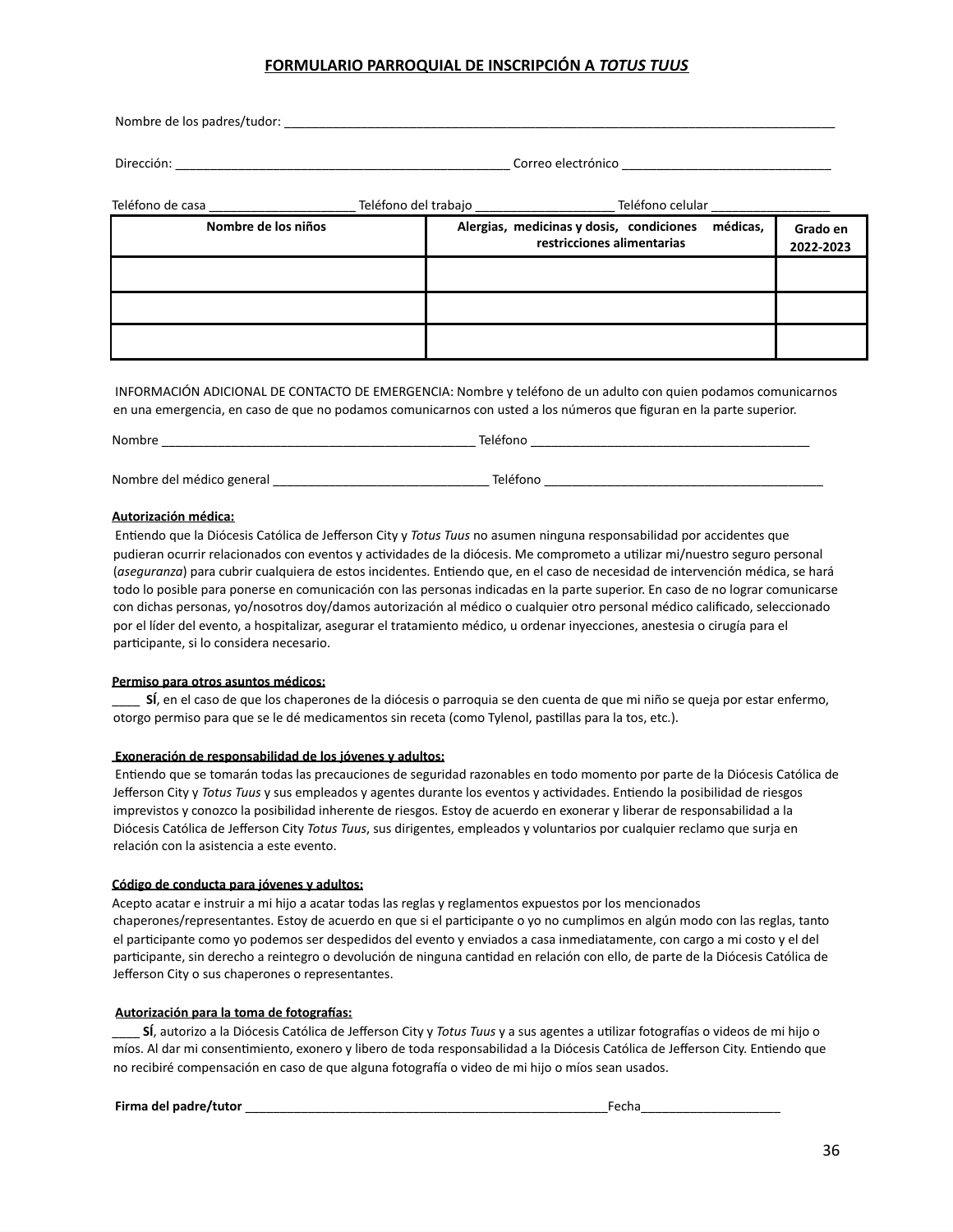## FORMULARIO PARROQUIAL DE INSCRIPCIÓN A *TOTUS TUUS*

Nombre de los padres/tutor: ___________________________________________________________________________________

Dirección: _______________________________________________ Correo electrónico ______________________________

Teléfono de casa _____________________ Teléfono del trabajo ____________________ Teléfono celular _________________

| Nombre de los niños | Alergias, medicinas y dosis, condiciones médicas, restricciones alimentarias | Grado en 2022-2023 |
|---|---|---|
| | | |
| | | |
| | | |

INFORMACIÓN ADICIONAL DE CONTACTO DE EMERGENCIA: Nombre y teléfono de un adulto con quien podamos comunicarnos en una emergencia, en caso de que no podamos comunicarnos con usted a los números que figuran en la parte superior.

Nombre _____________________________________________ Teléfono ________________________________________

Nombre del médico general _______________________________ Teléfono ________________________________________

**Autorización médica:**

Entiendo que la Diócesis Católica de Jefferson City y *Totus Tuus* no asumen ninguna responsabilidad por accidentes que pudieran ocurrir relacionados con eventos y actividades de la diócesis. Me comprometo a utilizar mi/nuestro seguro personal (*aseguranza*) para cubrir cualquiera de estos incidentes. Entiendo que, en el caso de necesidad de intervención médica, se hará todo lo posible para ponerse en comunicación con las personas indicadas en la parte superior. En caso de no lograr comunicarse con dichas personas, yo/nosotros doy/damos autorización al médico o cualquier otro personal médico calificado, seleccionado por el líder del evento, a hospitalizar, asegurar el tratamiento médico, u ordenar inyecciones, anestesia o cirugía para el participante, si lo considera necesario.

**Permiso para otros asuntos médicos:**

____ **SÍ**, en el caso de que los chaperones de la diócesis o parroquia se den cuenta de que mi niño se queja por estar enfermo, otorgo permiso para que se le dé medicamentos sin receta (como Tylenol, pastillas para la tos, etc.).

**Exoneración de responsabilidad de los jóvenes y adultos:**

Entiendo que se tomarán todas las precauciones de seguridad razonables en todo momento por parte de la Diócesis Católica de Jefferson City y *Totus Tuus* y sus empleados y agentes durante los eventos y actividades. Entiendo la posibilidad de riesgos imprevistos y conozco la posibilidad inherente de riesgos. Estoy de acuerdo en exonerar y liberar de responsabilidad a la Diócesis Católica de Jefferson City *Totus Tuus*, sus dirigentes, empleados y voluntarios por cualquier reclamo que surja en relación con la asistencia a este evento.

**Código de conducta para jóvenes y adultos:**

Acepto acatar e instruir a mi hijo a acatar todas las reglas y reglamentos expuestos por los mencionados chaperones/representantes. Estoy de acuerdo en que si el participante o yo no cumplimos en algún modo con las reglas, tanto el participante como yo podemos ser despedidos del evento y enviados a casa inmediatamente, con cargo a mi costo y el del participante, sin derecho a reintegro o devolución de ninguna cantidad en relación con ello, de parte de la Diócesis Católica de Jefferson City o sus chaperones o representantes.

**Autorización para la toma de fotografías:**

____ **SÍ**, autorizo a la Diócesis Católica de Jefferson City y *Totus Tuus* y a sus agentes a utilizar fotografías o videos de mi hijo o míos. Al dar mi consentimiento, exonero y libero de toda responsabilidad a la Diócesis Católica de Jefferson City. Entiendo que no recibiré compensación en caso de que alguna fotografía o video de mi hijo o míos sean usados.

**Firma del padre/tutor** _____________________________________________________Fecha____________________